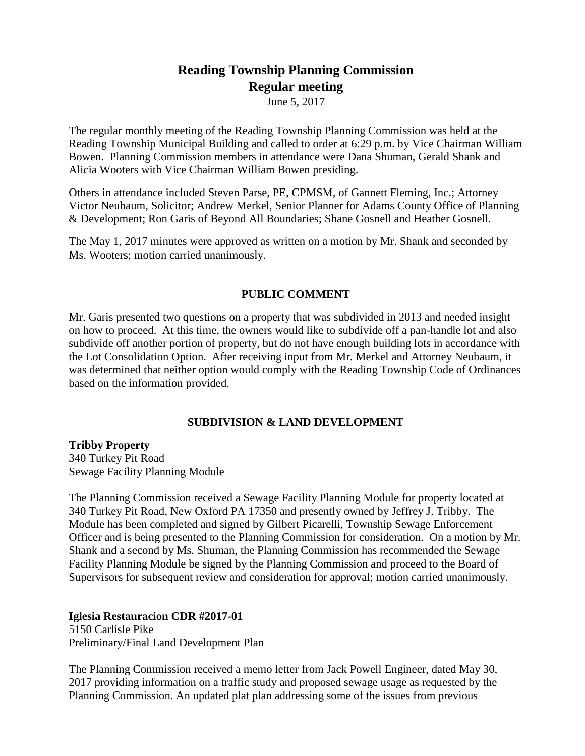# Reading Township Planning Commission
## Regular meeting

June 5, 2017

The regular monthly meeting of the Reading Township Planning Commission was held at the Reading Township Municipal Building and called to order at 6:29 p.m. by Vice Chairman William Bowen. Planning Commission members in attendance were Dana Shuman, Gerald Shank and Alicia Wooters with Vice Chairman William Bowen presiding.

Others in attendance included Steven Parse, PE, CPMSM, of Gannett Fleming, Inc.; Attorney Victor Neubaum, Solicitor; Andrew Merkel, Senior Planner for Adams County Office of Planning & Development; Ron Garis of Beyond All Boundaries; Shane Gosnell and Heather Gosnell.

The May 1, 2017 minutes were approved as written on a motion by Mr. Shank and seconded by Ms. Wooters; motion carried unanimously.

### PUBLIC COMMENT

Mr. Garis presented two questions on a property that was subdivided in 2013 and needed insight on how to proceed. At this time, the owners would like to subdivide off a pan-handle lot and also subdivide off another portion of property, but do not have enough building lots in accordance with the Lot Consolidation Option. After receiving input from Mr. Merkel and Attorney Neubaum, it was determined that neither option would comply with the Reading Township Code of Ordinances based on the information provided.

### SUBDIVISION & LAND DEVELOPMENT

**Tribby Property**
340 Turkey Pit Road
Sewage Facility Planning Module

The Planning Commission received a Sewage Facility Planning Module for property located at 340 Turkey Pit Road, New Oxford PA 17350 and presently owned by Jeffrey J. Tribby. The Module has been completed and signed by Gilbert Picarelli, Township Sewage Enforcement Officer and is being presented to the Planning Commission for consideration. On a motion by Mr. Shank and a second by Ms. Shuman, the Planning Commission has recommended the Sewage Facility Planning Module be signed by the Planning Commission and proceed to the Board of Supervisors for subsequent review and consideration for approval; motion carried unanimously.

**Iglesia Restauracion CDR #2017-01**
5150 Carlisle Pike
Preliminary/Final Land Development Plan

The Planning Commission received a memo letter from Jack Powell Engineer, dated May 30, 2017 providing information on a traffic study and proposed sewage usage as requested by the Planning Commission. An updated plat plan addressing some of the issues from previous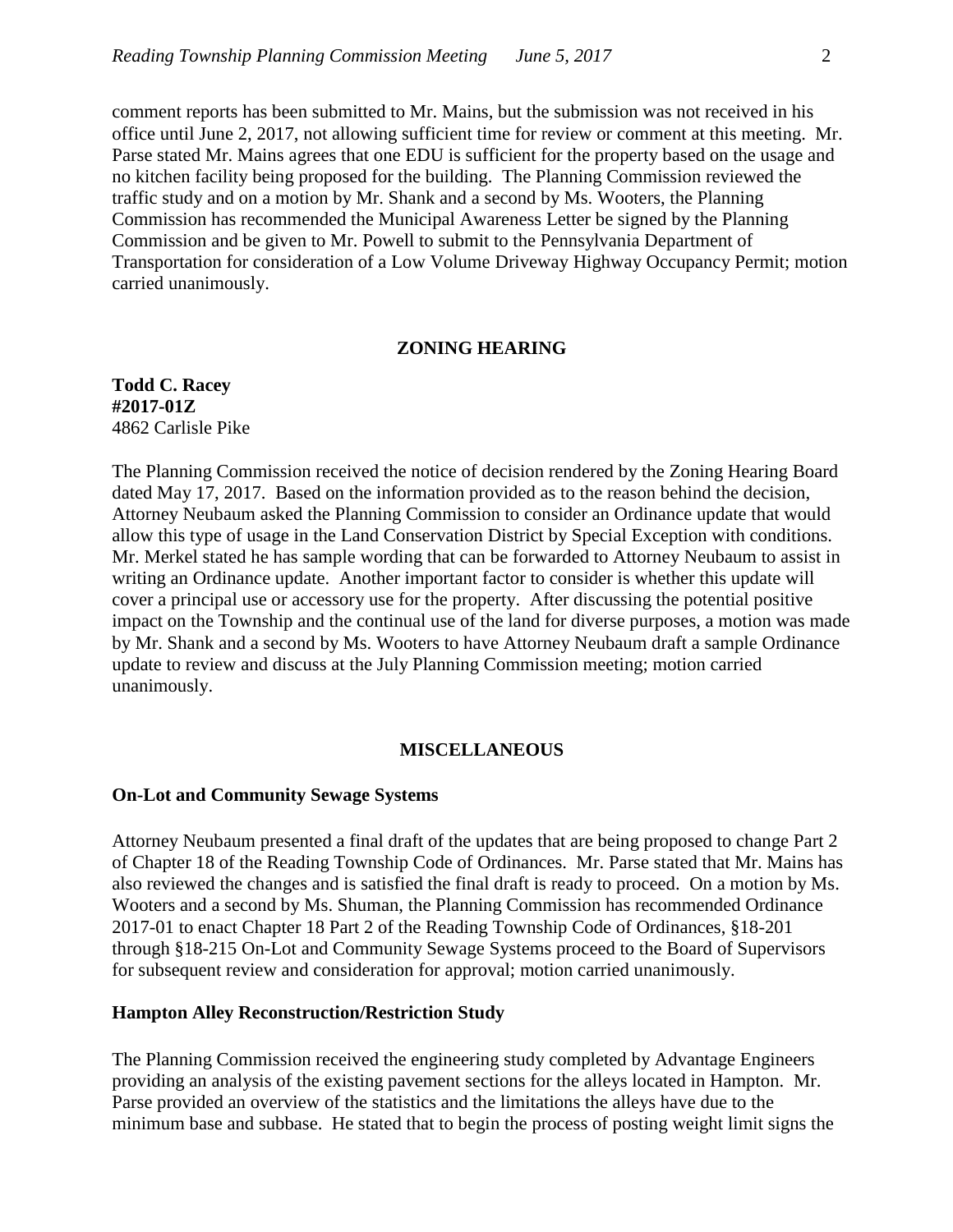comment reports has been submitted to Mr. Mains, but the submission was not received in his office until June 2, 2017, not allowing sufficient time for review or comment at this meeting. Mr. Parse stated Mr. Mains agrees that one EDU is sufficient for the property based on the usage and no kitchen facility being proposed for the building. The Planning Commission reviewed the traffic study and on a motion by Mr. Shank and a second by Ms. Wooters, the Planning Commission has recommended the Municipal Awareness Letter be signed by the Planning Commission and be given to Mr. Powell to submit to the Pennsylvania Department of Transportation for consideration of a Low Volume Driveway Highway Occupancy Permit; motion carried unanimously.

## ZONING HEARING

**Todd C. Racey**
**#2017-01Z**
4862 Carlisle Pike

The Planning Commission received the notice of decision rendered by the Zoning Hearing Board dated May 17, 2017. Based on the information provided as to the reason behind the decision, Attorney Neubaum asked the Planning Commission to consider an Ordinance update that would allow this type of usage in the Land Conservation District by Special Exception with conditions. Mr. Merkel stated he has sample wording that can be forwarded to Attorney Neubaum to assist in writing an Ordinance update. Another important factor to consider is whether this update will cover a principal use or accessory use for the property. After discussing the potential positive impact on the Township and the continual use of the land for diverse purposes, a motion was made by Mr. Shank and a second by Ms. Wooters to have Attorney Neubaum draft a sample Ordinance update to review and discuss at the July Planning Commission meeting; motion carried unanimously.

## MISCELLANEOUS

### On-Lot and Community Sewage Systems

Attorney Neubaum presented a final draft of the updates that are being proposed to change Part 2 of Chapter 18 of the Reading Township Code of Ordinances. Mr. Parse stated that Mr. Mains has also reviewed the changes and is satisfied the final draft is ready to proceed. On a motion by Ms. Wooters and a second by Ms. Shuman, the Planning Commission has recommended Ordinance 2017-01 to enact Chapter 18 Part 2 of the Reading Township Code of Ordinances, §18-201 through §18-215 On-Lot and Community Sewage Systems proceed to the Board of Supervisors for subsequent review and consideration for approval; motion carried unanimously.

### Hampton Alley Reconstruction/Restriction Study

The Planning Commission received the engineering study completed by Advantage Engineers providing an analysis of the existing pavement sections for the alleys located in Hampton. Mr. Parse provided an overview of the statistics and the limitations the alleys have due to the minimum base and subbase. He stated that to begin the process of posting weight limit signs the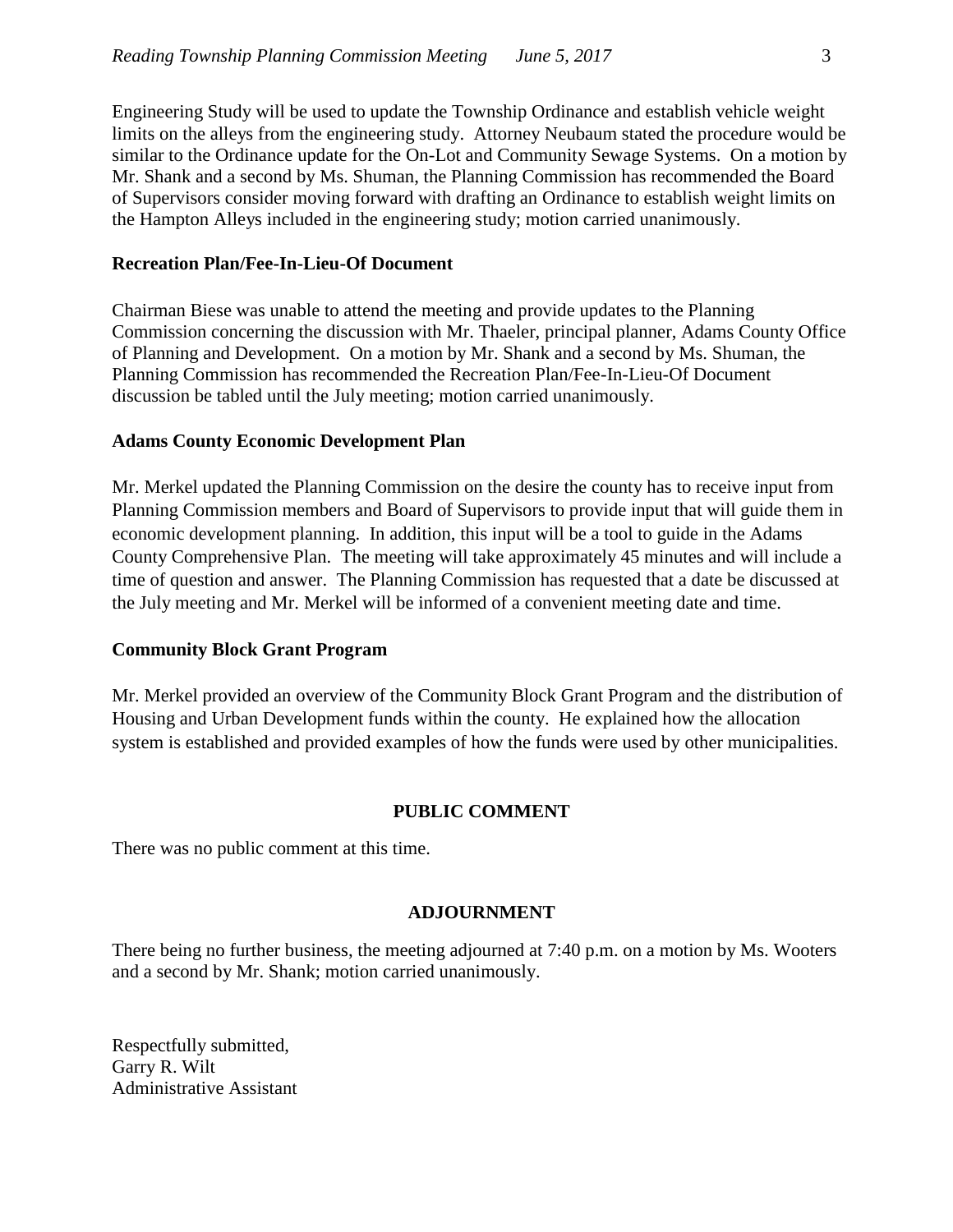Engineering Study will be used to update the Township Ordinance and establish vehicle weight limits on the alleys from the engineering study. Attorney Neubaum stated the procedure would be similar to the Ordinance update for the On-Lot and Community Sewage Systems. On a motion by Mr. Shank and a second by Ms. Shuman, the Planning Commission has recommended the Board of Supervisors consider moving forward with drafting an Ordinance to establish weight limits on the Hampton Alleys included in the engineering study; motion carried unanimously.

**Recreation Plan/Fee-In-Lieu-Of Document**

Chairman Biese was unable to attend the meeting and provide updates to the Planning Commission concerning the discussion with Mr. Thaeler, principal planner, Adams County Office of Planning and Development. On a motion by Mr. Shank and a second by Ms. Shuman, the Planning Commission has recommended the Recreation Plan/Fee-In-Lieu-Of Document discussion be tabled until the July meeting; motion carried unanimously.

**Adams County Economic Development Plan**

Mr. Merkel updated the Planning Commission on the desire the county has to receive input from Planning Commission members and Board of Supervisors to provide input that will guide them in economic development planning. In addition, this input will be a tool to guide in the Adams County Comprehensive Plan. The meeting will take approximately 45 minutes and will include a time of question and answer. The Planning Commission has requested that a date be discussed at the July meeting and Mr. Merkel will be informed of a convenient meeting date and time.

**Community Block Grant Program**

Mr. Merkel provided an overview of the Community Block Grant Program and the distribution of Housing and Urban Development funds within the county. He explained how the allocation system is established and provided examples of how the funds were used by other municipalities.

## PUBLIC COMMENT

There was no public comment at this time.

## ADJOURNMENT

There being no further business, the meeting adjourned at 7:40 p.m. on a motion by Ms. Wooters and a second by Mr. Shank; motion carried unanimously.

Respectfully submitted,
Garry R. Wilt
Administrative Assistant